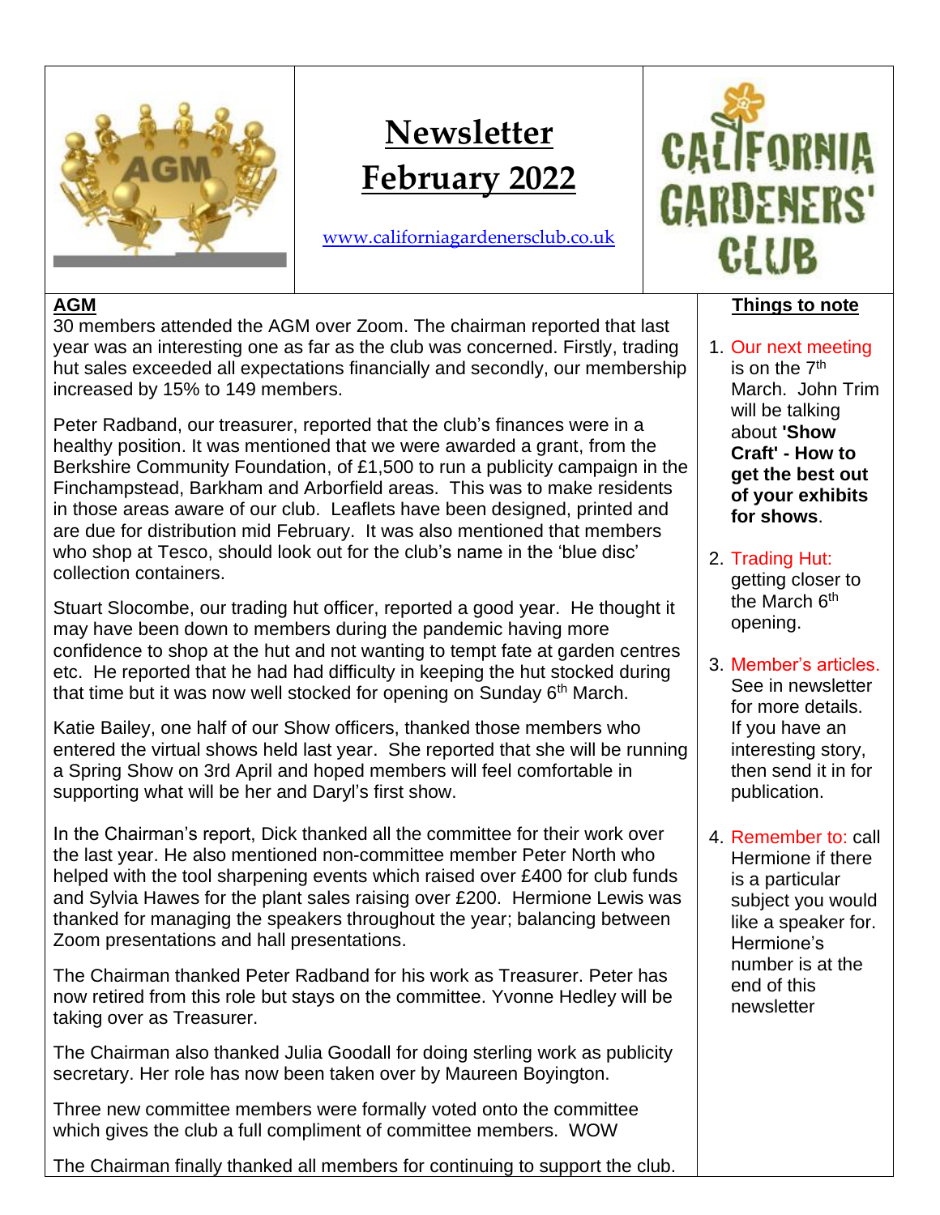# Newsletter February 2022

www.californiagardenersclub.co.uk

CALIFORNIA GARDENERS' CLUB

## AGM

30 members attended the AGM over Zoom. The chairman reported that last year was an interesting one as far as the club was concerned. Firstly, trading hut sales exceeded all expectations financially and secondly, our membership increased by 15% to 149 members.

Peter Radband, our treasurer, reported that the club's finances were in a healthy position. It was mentioned that we were awarded a grant, from the Berkshire Community Foundation, of £1,500 to run a publicity campaign in the Finchampstead, Barkham and Arborfield areas. This was to make residents in those areas aware of our club. Leaflets have been designed, printed and are due for distribution mid February. It was also mentioned that members who shop at Tesco, should look out for the club's name in the 'blue disc' collection containers.

Stuart Slocombe, our trading hut officer, reported a good year. He thought it may have been down to members during the pandemic having more confidence to shop at the hut and not wanting to tempt fate at garden centres etc. He reported that he had had difficulty in keeping the hut stocked during that time but it was now well stocked for opening on Sunday 6th March.

Katie Bailey, one half of our Show officers, thanked those members who entered the virtual shows held last year. She reported that she will be running a Spring Show on 3rd April and hoped members will feel comfortable in supporting what will be her and Daryl's first show.

In the Chairman's report, Dick thanked all the committee for their work over the last year. He also mentioned non-committee member Peter North who helped with the tool sharpening events which raised over £400 for club funds and Sylvia Hawes for the plant sales raising over £200. Hermione Lewis was thanked for managing the speakers throughout the year; balancing between Zoom presentations and hall presentations.

The Chairman thanked Peter Radband for his work as Treasurer. Peter has now retired from this role but stays on the committee. Yvonne Hedley will be taking over as Treasurer.

The Chairman also thanked Julia Goodall for doing sterling work as publicity secretary. Her role has now been taken over by Maureen Boyington.

Three new committee members were formally voted onto the committee which gives the club a full compliment of committee members. WOW

The Chairman finally thanked all members for continuing to support the club.

## Things to note

1. Our next meeting is on the 7th March. John Trim will be talking about **'Show Craft' - How to get the best out of your exhibits for shows**.
2. Trading Hut: getting closer to the March 6th opening.
3. Member's articles. See in newsletter for more details. If you have an interesting story, then send it in for publication.
4. Remember to: call Hermione if there is a particular subject you would like a speaker for. Hermione's number is at the end of this newsletter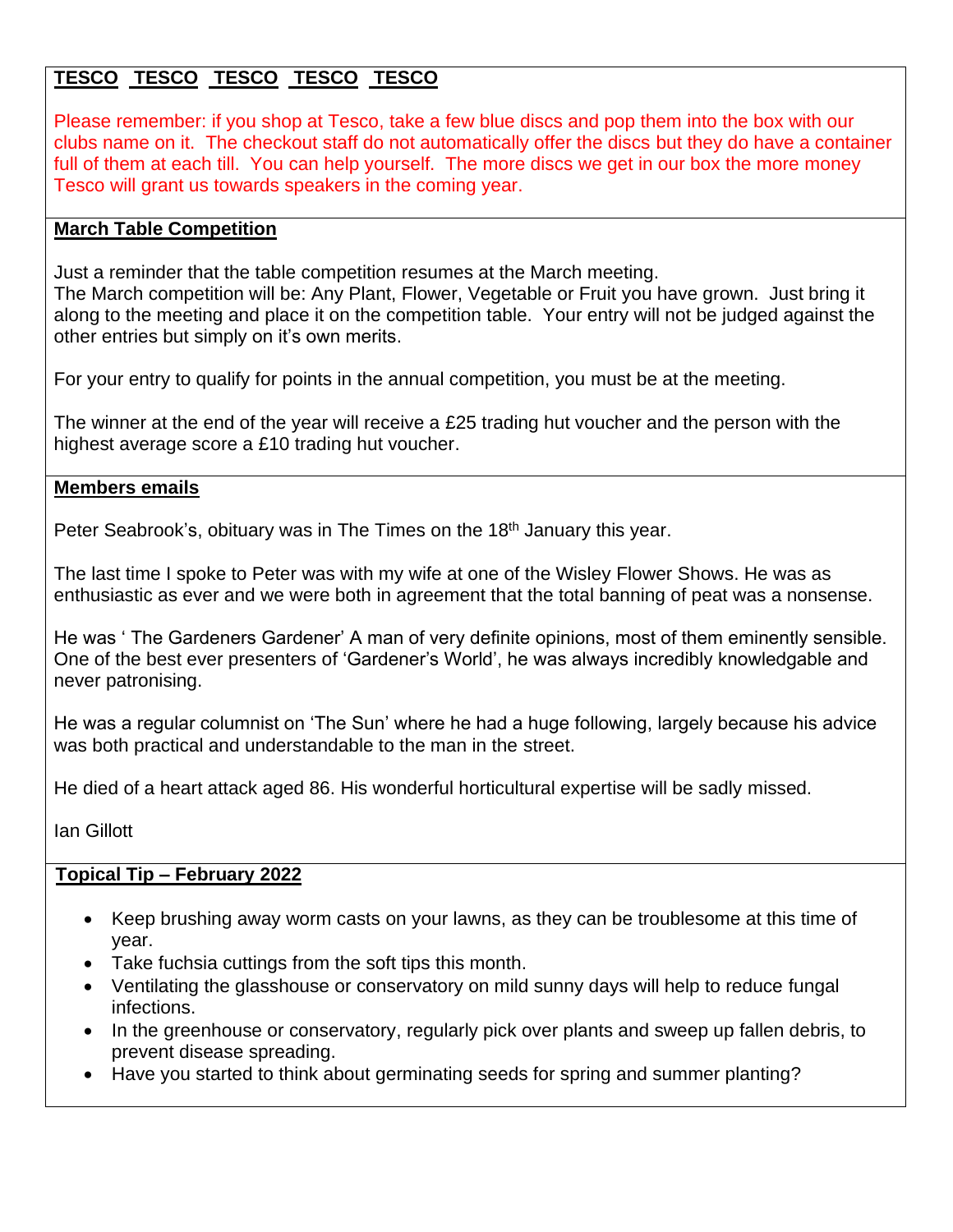**TESCO TESCO TESCO TESCO TESCO**

Please remember: if you shop at Tesco, take a few blue discs and pop them into the box with our clubs name on it. The checkout staff do not automatically offer the discs but they do have a container full of them at each till. You can help yourself. The more discs we get in our box the more money Tesco will grant us towards speakers in the coming year.

**March Table Competition**

Just a reminder that the table competition resumes at the March meeting.
The March competition will be: Any Plant, Flower, Vegetable or Fruit you have grown. Just bring it along to the meeting and place it on the competition table. Your entry will not be judged against the other entries but simply on it's own merits.

For your entry to qualify for points in the annual competition, you must be at the meeting.

The winner at the end of the year will receive a £25 trading hut voucher and the person with the highest average score a £10 trading hut voucher.

**Members emails**

Peter Seabrook's, obituary was in The Times on the 18th January this year.

The last time I spoke to Peter was with my wife at one of the Wisley Flower Shows. He was as enthusiastic as ever and we were both in agreement that the total banning of peat was a nonsense.

He was ' The Gardeners Gardener' A man of very definite opinions, most of them eminently sensible. One of the best ever presenters of 'Gardener's World', he was always incredibly knowledgable and never patronising.

He was a regular columnist on 'The Sun' where he had a huge following, largely because his advice was both practical and understandable to the man in the street.

He died of a heart attack aged 86. His wonderful horticultural expertise will be sadly missed.

Ian Gillott

**Topical Tip – February 2022**

- Keep brushing away worm casts on your lawns, as they can be troublesome at this time of year.
- Take fuchsia cuttings from the soft tips this month.
- Ventilating the glasshouse or conservatory on mild sunny days will help to reduce fungal infections.
- In the greenhouse or conservatory, regularly pick over plants and sweep up fallen debris, to prevent disease spreading.
- Have you started to think about germinating seeds for spring and summer planting?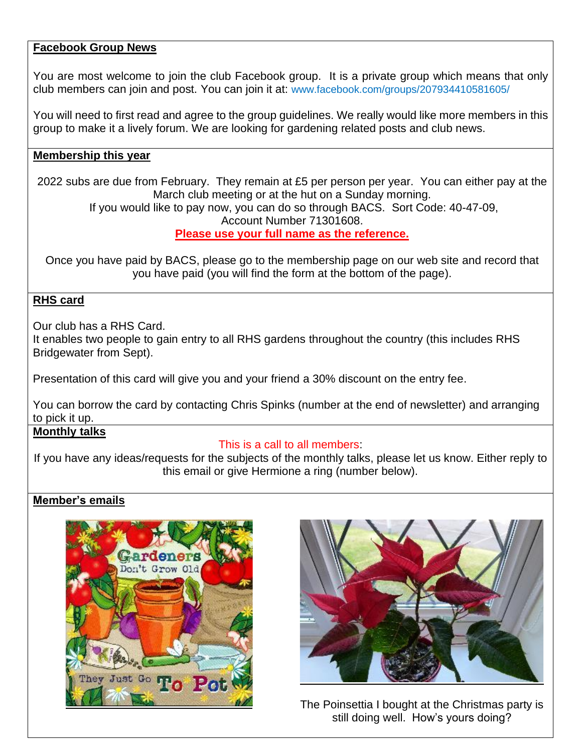## Facebook Group News

You are most welcome to join the club Facebook group. It is a private group which means that only club members can join and post. You can join it at: www.facebook.com/groups/207934410581605/

You will need to first read and agree to the group guidelines. We really would like more members in this group to make it a lively forum. We are looking for gardening related posts and club news.

## Membership this year

2022 subs are due from February. They remain at £5 per person per year. You can either pay at the March club meeting or at the hut on a Sunday morning.
If you would like to pay now, you can do so through BACS. Sort Code: 40-47-09, Account Number 71301608.

**Please use your full name as the reference.**

Once you have paid by BACS, please go to the membership page on our web site and record that you have paid (you will find the form at the bottom of the page).

## RHS card

Our club has a RHS Card.
It enables two people to gain entry to all RHS gardens throughout the country (this includes RHS Bridgewater from Sept).

Presentation of this card will give you and your friend a 30% discount on the entry fee.

You can borrow the card by contacting Chris Spinks (number at the end of newsletter) and arranging to pick it up.

## Monthly talks

This is a call to all members:
If you have any ideas/requests for the subjects of the monthly talks, please let us know. Either reply to this email or give Hermione a ring (number below).

## Member's emails

Gardeners Don't Grow Old They Just Go To Pot

The Poinsettia I bought at the Christmas party is still doing well. How's yours doing?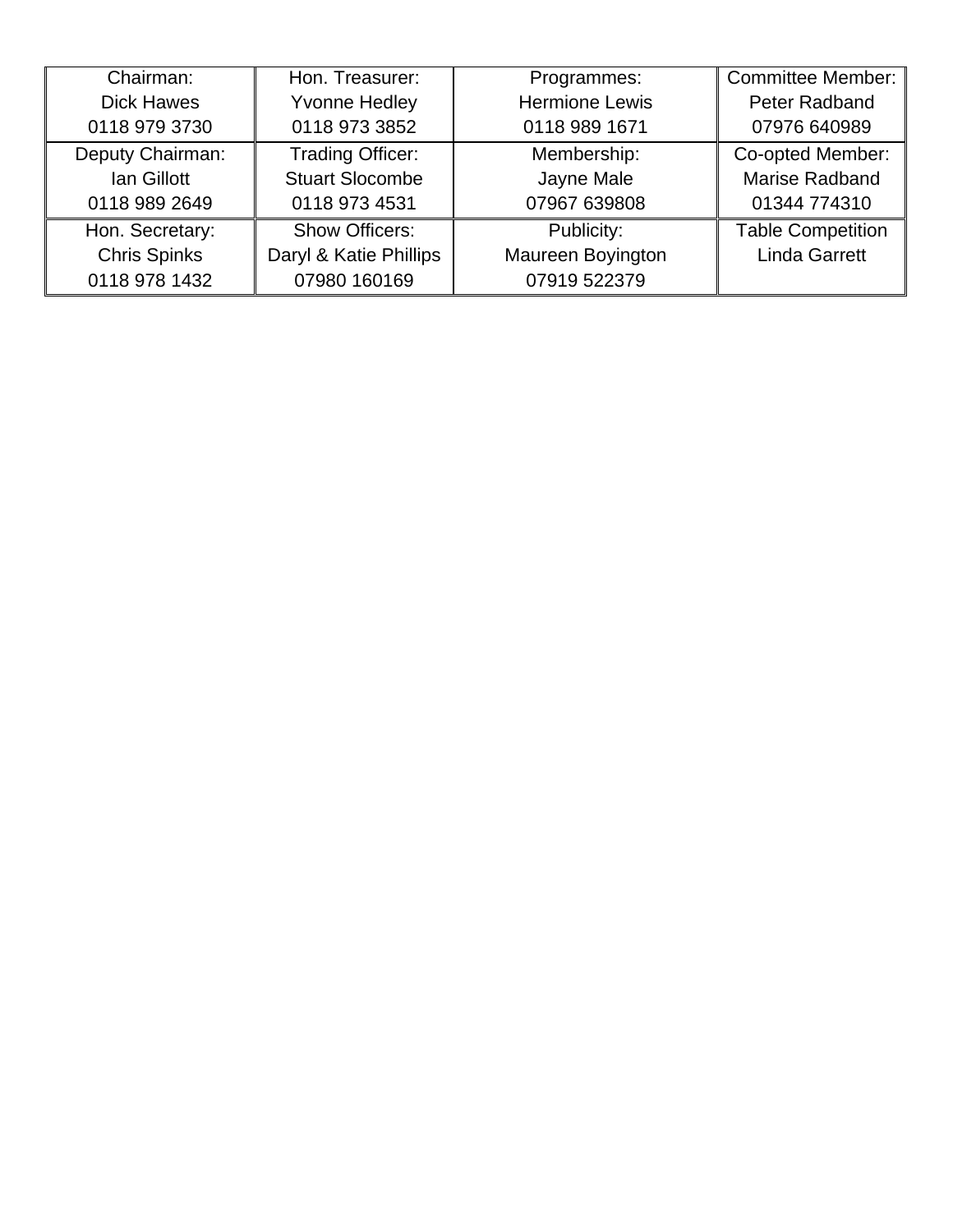| | | | |
|---|---|---|---|
| Chairman:<br>Dick Hawes<br>0118 979 3730 | Hon. Treasurer:<br>Yvonne Hedley<br>0118 973 3852 | Programmes:<br>Hermione Lewis<br>0118 989 1671 | Committee Member:<br>Peter Radband<br>07976 640989 |
| Deputy Chairman:<br>Ian Gillott<br>0118 989 2649 | Trading Officer:<br>Stuart Slocombe<br>0118 973 4531 | Membership:<br>Jayne Male<br>07967 639808 | Co-opted Member:<br>Marise Radband<br>01344 774310 |
| Hon. Secretary:<br>Chris Spinks<br>0118 978 1432 | Show Officers:<br>Daryl & Katie Phillips<br>07980 160169 | Publicity:<br>Maureen Boyington<br>07919 522379 | Table Competition<br>Linda Garrett |